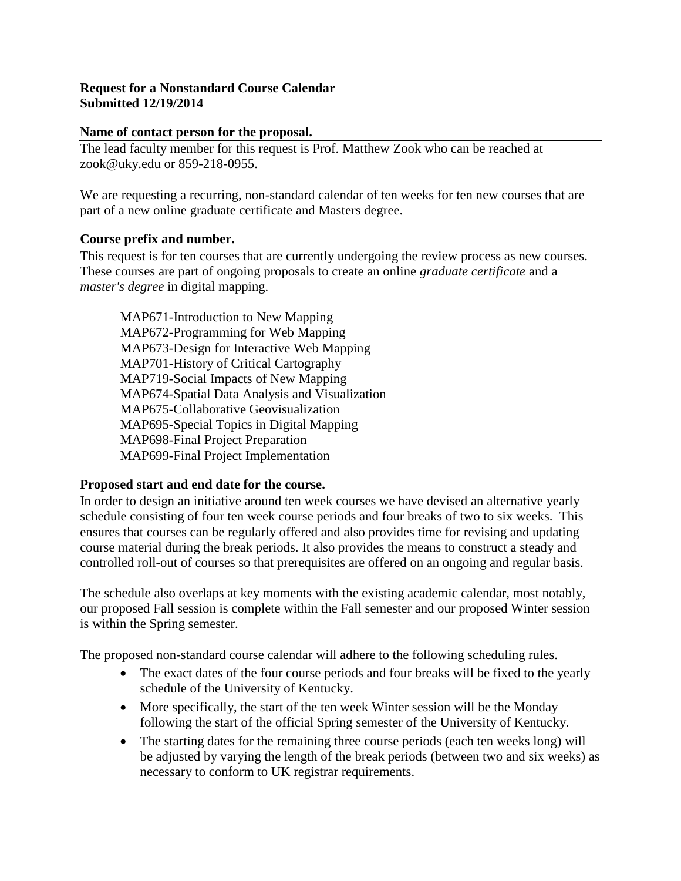**Request for a Nonstandard Course Calendar**
**Submitted 12/19/2014**

### Name of contact person for the proposal.

The lead faculty member for this request is Prof. Matthew Zook who can be reached at zook@uky.edu or 859-218-0955.

We are requesting a recurring, non-standard calendar of ten weeks for ten new courses that are part of a new online graduate certificate and Masters degree.

### Course prefix and number.

This request is for ten courses that are currently undergoing the review process as new courses. These courses are part of ongoing proposals to create an online *graduate certificate* and a *master's degree* in digital mapping.

MAP671-Introduction to New Mapping
MAP672-Programming for Web Mapping
MAP673-Design for Interactive Web Mapping
MAP701-History of Critical Cartography
MAP719-Social Impacts of New Mapping
MAP674-Spatial Data Analysis and Visualization
MAP675-Collaborative Geovisualization
MAP695-Special Topics in Digital Mapping
MAP698-Final Project Preparation
MAP699-Final Project Implementation

### Proposed start and end date for the course.

In order to design an initiative around ten week courses we have devised an alternative yearly schedule consisting of four ten week course periods and four breaks of two to six weeks. This ensures that courses can be regularly offered and also provides time for revising and updating course material during the break periods. It also provides the means to construct a steady and controlled roll-out of courses so that prerequisites are offered on an ongoing and regular basis.

The schedule also overlaps at key moments with the existing academic calendar, most notably, our proposed Fall session is complete within the Fall semester and our proposed Winter session is within the Spring semester.

The proposed non-standard course calendar will adhere to the following scheduling rules.

- The exact dates of the four course periods and four breaks will be fixed to the yearly schedule of the University of Kentucky.
- More specifically, the start of the ten week Winter session will be the Monday following the start of the official Spring semester of the University of Kentucky.
- The starting dates for the remaining three course periods (each ten weeks long) will be adjusted by varying the length of the break periods (between two and six weeks) as necessary to conform to UK registrar requirements.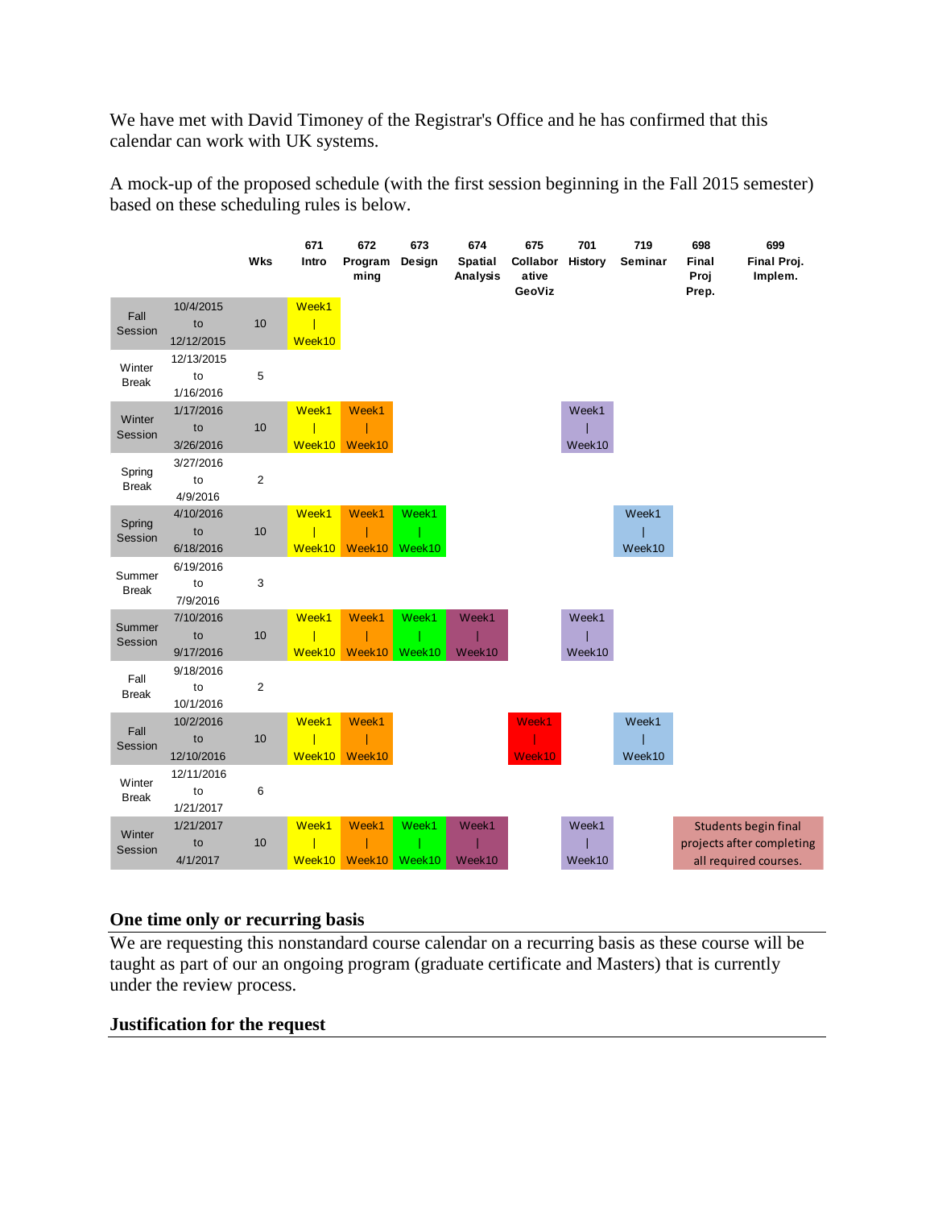We have met with David Timoney of the Registrar's Office and he has confirmed that this calendar can work with UK systems.

A mock-up of the proposed schedule (with the first session beginning in the Fall 2015 semester) based on these scheduling rules is below.

| | | Wks | 671 Intro | 672 Programming | 673 Design | 674 Spatial Analysis | 675 Collaborative GeoViz | 701 History | 719 Seminar | 698 Final Proj Prep. | 699 Final Proj. Implem. |
|---|---|---|---|---|---|---|---|---|---|---|---|
| Fall Session | 10/4/2015 to 12/12/2015 | 10 | Week1 \| Week10 | | | | | | | | |
| Winter Break | 12/13/2015 to 1/16/2016 | 5 | | | | | | | | | |
| Winter Session | 1/17/2016 to 3/26/2016 | 10 | Week1 \| Week10 | Week1 \| Week10 | | | | Week1 \| Week10 | | | |
| Spring Break | 3/27/2016 to 4/9/2016 | 2 | | | | | | | | | |
| Spring Session | 4/10/2016 to 6/18/2016 | 10 | Week1 \| Week10 | Week1 \| Week10 | Week1 \| Week10 | | | | Week1 \| Week10 | | |
| Summer Break | 6/19/2016 to 7/9/2016 | 3 | | | | | | | | | |
| Summer Session | 7/10/2016 to 9/17/2016 | 10 | Week1 \| Week10 | Week1 \| Week10 | Week1 \| Week10 | Week1 \| Week10 | | Week1 \| Week10 | | | |
| Fall Break | 9/18/2016 to 10/1/2016 | 2 | | | | | | | | | |
| Fall Session | 10/2/2016 to 12/10/2016 | 10 | Week1 \| Week10 | Week1 \| Week10 | | | Week1 \| Week10 | | Week1 \| Week10 | | |
| Winter Break | 12/11/2016 to 1/21/2017 | 6 | | | | | | | | | |
| Winter Session | 1/21/2017 to 4/1/2017 | 10 | Week1 \| Week10 | Week1 \| Week10 | Week1 \| Week10 | Week1 \| Week10 | | Week1 \| Week10 | | Students begin final projects after completing all required courses. | |

## One time only or recurring basis

We are requesting this nonstandard course calendar on a recurring basis as these course will be taught as part of our an ongoing program (graduate certificate and Masters) that is currently under the review process.

## Justification for the request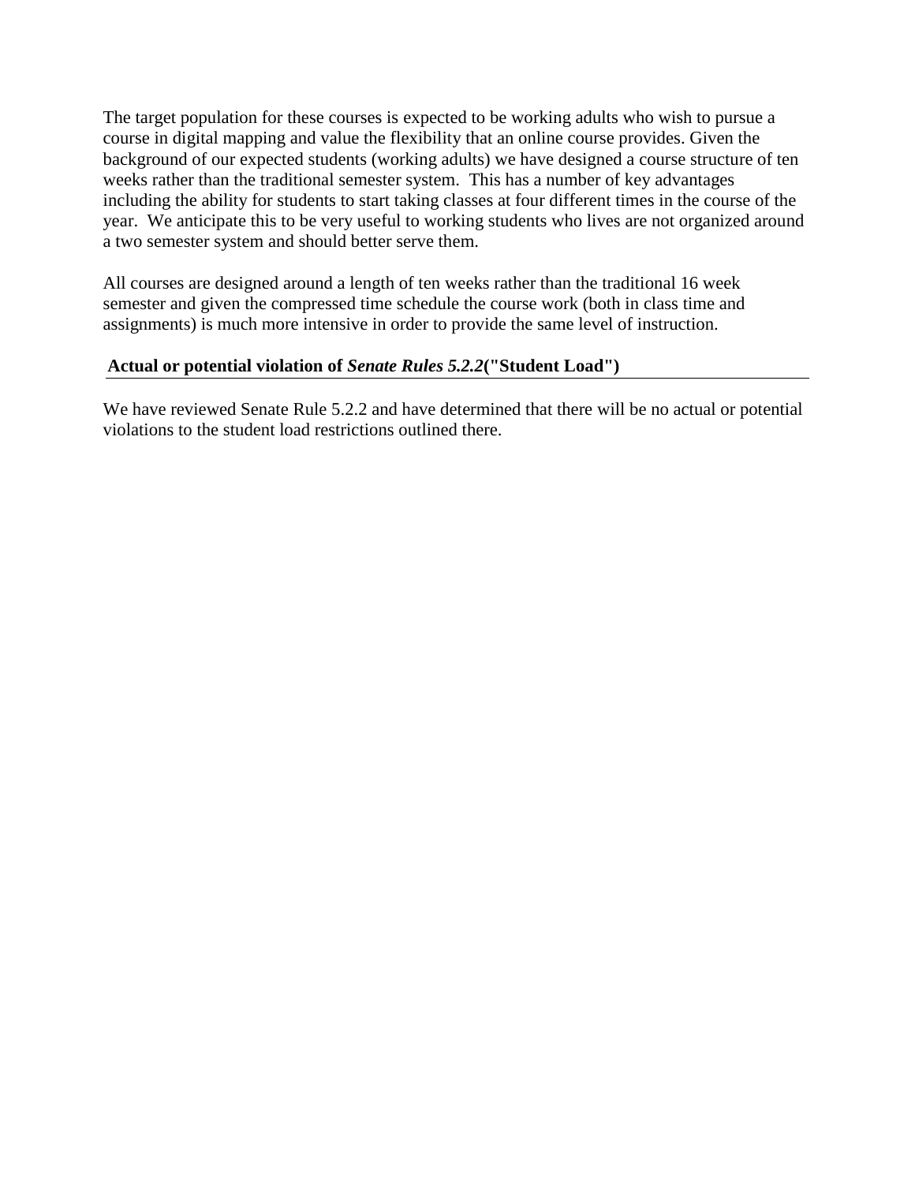The target population for these courses is expected to be working adults who wish to pursue a course in digital mapping and value the flexibility that an online course provides. Given the background of our expected students (working adults) we have designed a course structure of ten weeks rather than the traditional semester system. This has a number of key advantages including the ability for students to start taking classes at four different times in the course of the year. We anticipate this to be very useful to working students who lives are not organized around a two semester system and should better serve them.

All courses are designed around a length of ten weeks rather than the traditional 16 week semester and given the compressed time schedule the course work (both in class time and assignments) is much more intensive in order to provide the same level of instruction.

**Actual or potential violation of *Senate Rules 5.2.2*("Student Load")**

We have reviewed Senate Rule 5.2.2 and have determined that there will be no actual or potential violations to the student load restrictions outlined there.